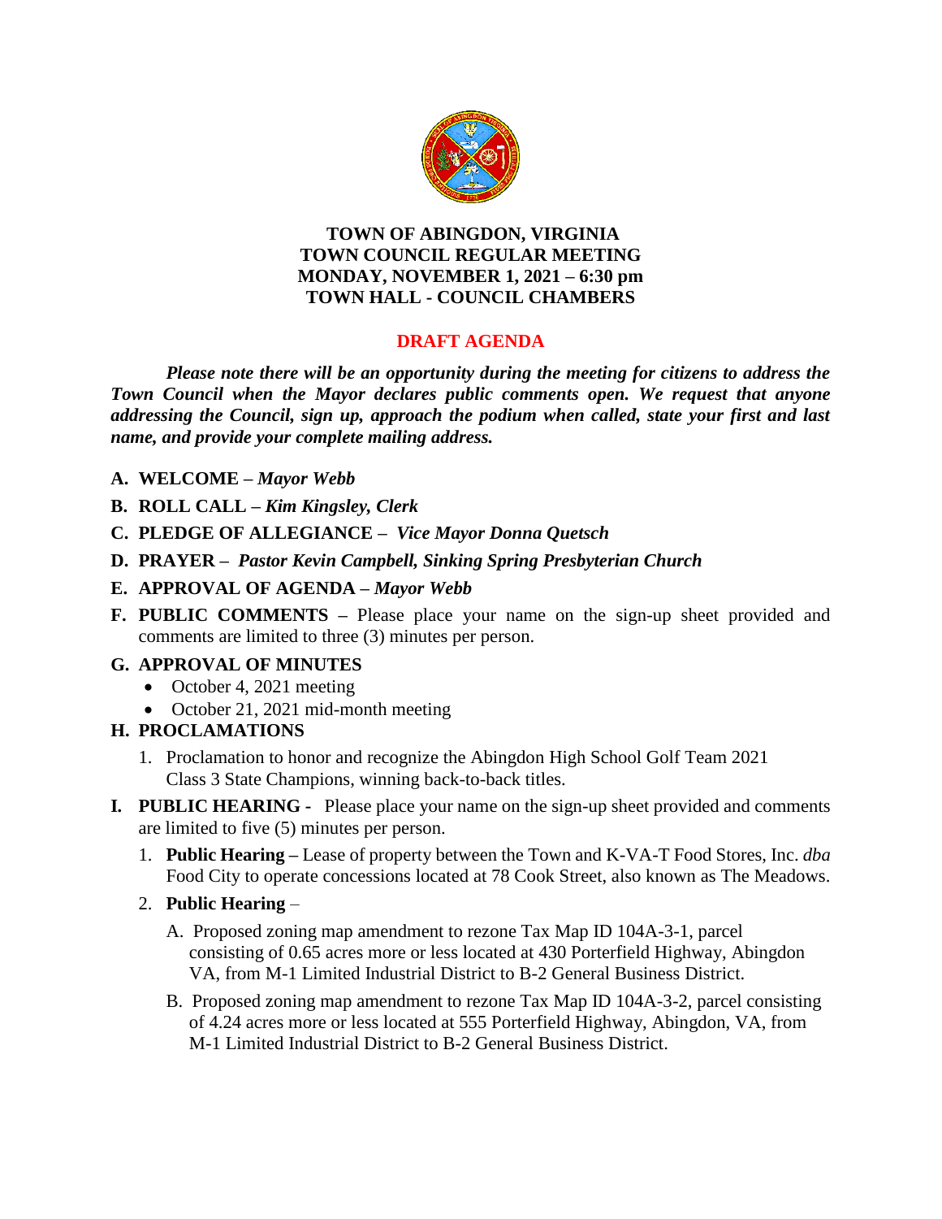**TOWN OF ABINGDON, VIRGINIA**
**TOWN COUNCIL REGULAR MEETING**
**MONDAY, NOVEMBER 1, 2021 – 6:30 pm**
**TOWN HALL - COUNCIL CHAMBERS**

**DRAFT AGENDA**

***Please note there will be an opportunity during the meeting for citizens to address the Town Council when the Mayor declares public comments open. We request that anyone addressing the Council, sign up, approach the podium when called, state your first and last name, and provide your complete mailing address.***

**A. WELCOME –** ***Mayor Webb***

**B. ROLL CALL –** ***Kim Kingsley, Clerk***

**C. PLEDGE OF ALLEGIANCE –** ***Vice Mayor Donna Quetsch***

**D. PRAYER –** ***Pastor Kevin Campbell, Sinking Spring Presbyterian Church***

**E. APPROVAL OF AGENDA –** ***Mayor Webb***

**F. PUBLIC COMMENTS –** Please place your name on the sign-up sheet provided and comments are limited to three (3) minutes per person.

**G. APPROVAL OF MINUTES**

- October 4, 2021 meeting
- October 21, 2021 mid-month meeting

**H. PROCLAMATIONS**

1. Proclamation to honor and recognize the Abingdon High School Golf Team 2021 Class 3 State Champions, winning back-to-back titles.

**I. PUBLIC HEARING -** Please place your name on the sign-up sheet provided and comments are limited to five (5) minutes per person.

1. **Public Hearing –** Lease of property between the Town and K-VA-T Food Stores, Inc. *dba* Food City to operate concessions located at 78 Cook Street, also known as The Meadows.

2. **Public Hearing** –

   A. Proposed zoning map amendment to rezone Tax Map ID 104A-3-1, parcel consisting of 0.65 acres more or less located at 430 Porterfield Highway, Abingdon VA, from M-1 Limited Industrial District to B-2 General Business District.

   B. Proposed zoning map amendment to rezone Tax Map ID 104A-3-2, parcel consisting of 4.24 acres more or less located at 555 Porterfield Highway, Abingdon, VA, from M-1 Limited Industrial District to B-2 General Business District.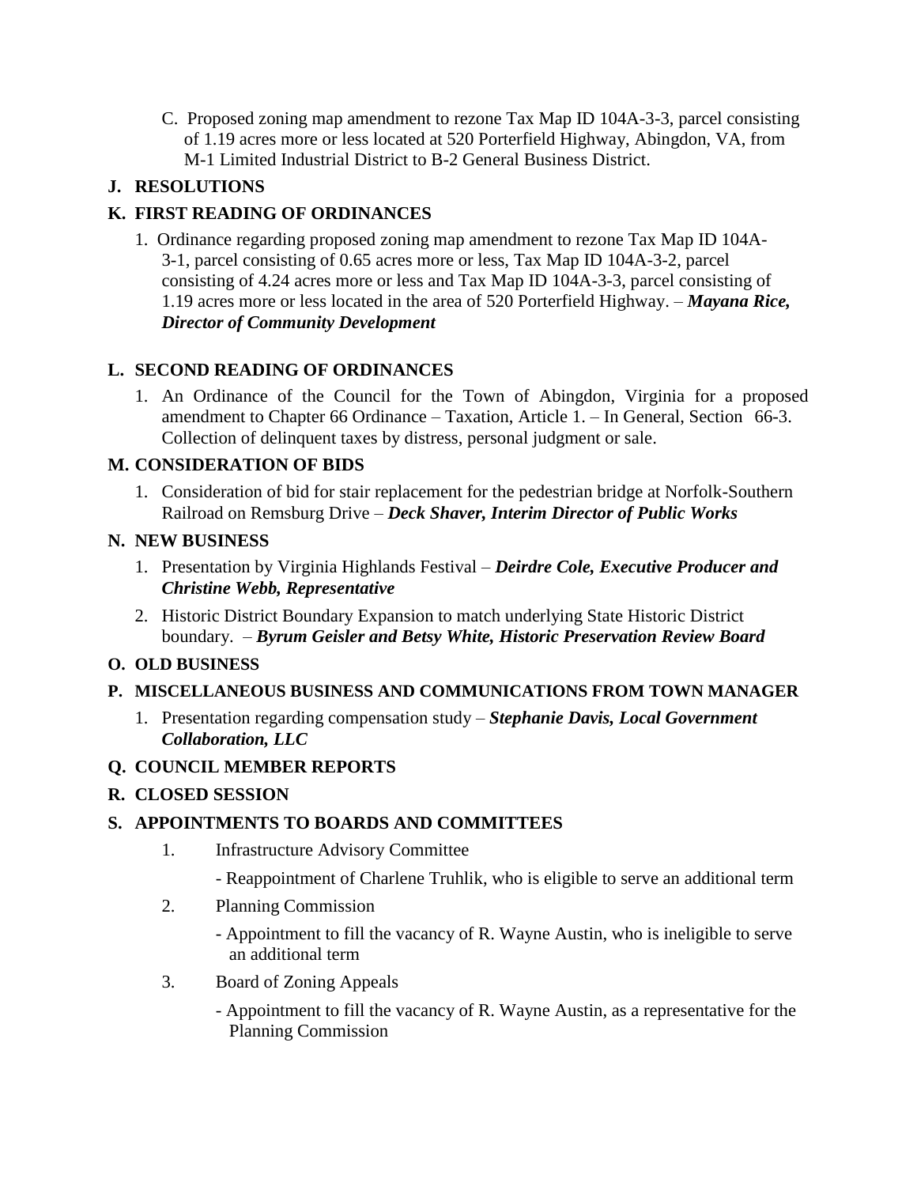C. Proposed zoning map amendment to rezone Tax Map ID 104A-3-3, parcel consisting of 1.19 acres more or less located at 520 Porterfield Highway, Abingdon, VA, from M-1 Limited Industrial District to B-2 General Business District.

**J. RESOLUTIONS**

**K. FIRST READING OF ORDINANCES**

1. Ordinance regarding proposed zoning map amendment to rezone Tax Map ID 104A-3-1, parcel consisting of 0.65 acres more or less, Tax Map ID 104A-3-2, parcel consisting of 4.24 acres more or less and Tax Map ID 104A-3-3, parcel consisting of 1.19 acres more or less located in the area of 520 Porterfield Highway. – ***Mayana Rice, Director of Community Development***

**L. SECOND READING OF ORDINANCES**

1. An Ordinance of the Council for the Town of Abingdon, Virginia for a proposed amendment to Chapter 66 Ordinance – Taxation, Article 1. – In General, Section 66-3. Collection of delinquent taxes by distress, personal judgment or sale.

**M. CONSIDERATION OF BIDS**

1. Consideration of bid for stair replacement for the pedestrian bridge at Norfolk-Southern Railroad on Remsburg Drive – ***Deck Shaver, Interim Director of Public Works***

**N. NEW BUSINESS**

1. Presentation by Virginia Highlands Festival – ***Deirdre Cole, Executive Producer and Christine Webb, Representative***
2. Historic District Boundary Expansion to match underlying State Historic District boundary. – ***Byrum Geisler and Betsy White, Historic Preservation Review Board***

**O. OLD BUSINESS**

**P. MISCELLANEOUS BUSINESS AND COMMUNICATIONS FROM TOWN MANAGER**

1. Presentation regarding compensation study – ***Stephanie Davis, Local Government Collaboration, LLC***

**Q. COUNCIL MEMBER REPORTS**

**R. CLOSED SESSION**

**S. APPOINTMENTS TO BOARDS AND COMMITTEES**

1. Infrastructure Advisory Committee
   - Reappointment of Charlene Truhlik, who is eligible to serve an additional term
2. Planning Commission
   - Appointment to fill the vacancy of R. Wayne Austin, who is ineligible to serve an additional term
3. Board of Zoning Appeals
   - Appointment to fill the vacancy of R. Wayne Austin, as a representative for the Planning Commission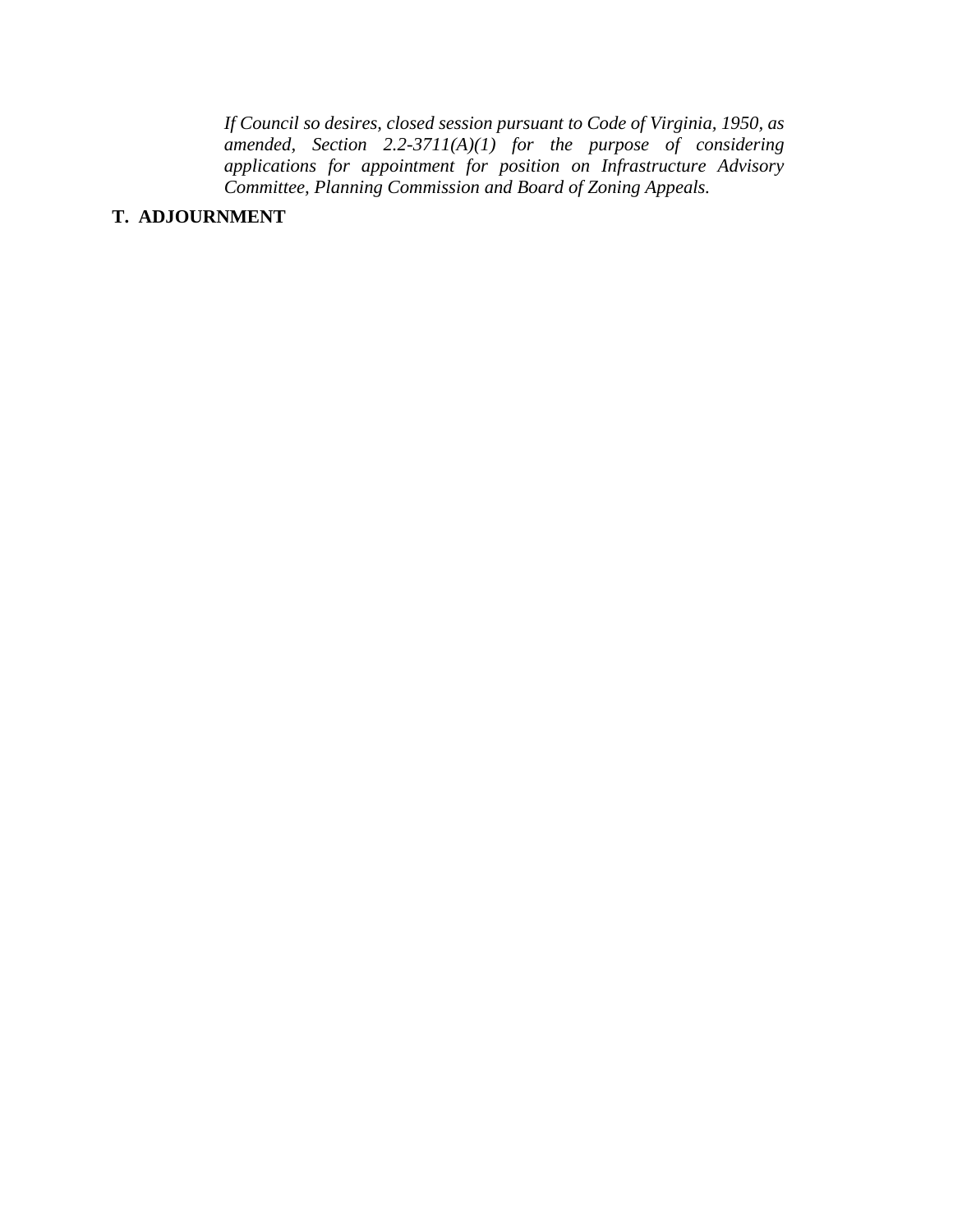*If Council so desires, closed session pursuant to Code of Virginia, 1950, as amended, Section 2.2-3711(A)(1) for the purpose of considering applications for appointment for position on Infrastructure Advisory Committee, Planning Commission and Board of Zoning Appeals.*

**T. ADJOURNMENT**